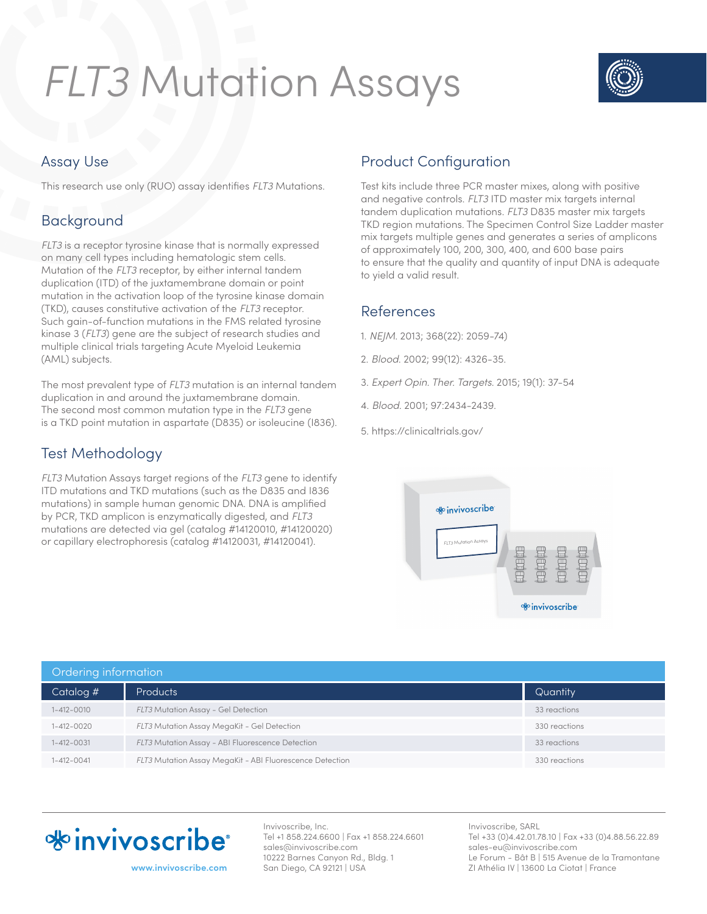# *FLT3* Mutation Assays

## Assay Use

This research use only (RUO) assay identifies *FLT3* Mutations.

## Background

*FLT3* is a receptor tyrosine kinase that is normally expressed on many cell types including hematologic stem cells. Mutation of the *FLT3* receptor, by either internal tandem duplication (ITD) of the juxtamembrane domain or point mutation in the activation loop of the tyrosine kinase domain (TKD), causes constitutive activation of the *FLT3* receptor. Such gain-of-function mutations in the FMS related tyrosine kinase 3 (*FLT3*) gene are the subject of research studies and multiple clinical trials targeting Acute Myeloid Leukemia (AML) subjects.

The most prevalent type of *FLT3* mutation is an internal tandem duplication in and around the juxtamembrane domain. The second most common mutation type in the *FLT3* gene is a TKD point mutation in aspartate (D835) or isoleucine (I836).

## Test Methodology

*FLT3* Mutation Assays target regions of the *FLT3* gene to identify ITD mutations and TKD mutations (such as the D835 and I836 mutations) in sample human genomic DNA. DNA is amplified by PCR, TKD amplicon is enzymatically digested, and *FLT3* mutations are detected via gel (catalog #14120010, #14120020) or capillary electrophoresis (catalog #14120031, #14120041).

## Product Configuration

Test kits include three PCR master mixes, along with positive and negative controls. *FLT3* ITD master mix targets internal tandem duplication mutations. *FLT3* D835 master mix targets TKD region mutations. The Specimen Control Size Ladder master mix targets multiple genes and generates a series of amplicons of approximately 100, 200, 300, 400, and 600 base pairs to ensure that the quality and quantity of input DNA is adequate to yield a valid result.

## References

1. *NEJM.* 2013; 368(22): 2059-74)
2. *Blood.* 2002; 99(12): 4326-35.
3. *Expert Opin. Ther. Targets.* 2015; 19(1): 37-54
4. *Blood.* 2001; 97:2434-2439.
5. https://clinicaltrials.gov/

## Ordering information

| Catalog # | Products | Quantity |
|---|---|---|
| 1-412-0010 | *FLT3* Mutation Assay - Gel Detection | 33 reactions |
| 1-412-0020 | *FLT3* Mutation Assay MegaKit - Gel Detection | 330 reactions |
| 1-412-0031 | *FLT3* Mutation Assay - ABI Fluorescence Detection | 33 reactions |
| 1-412-0041 | *FLT3* Mutation Assay MegaKit - ABI Fluorescence Detection | 330 reactions |

invivoscribe®
www.invivoscribe.com

Invivoscribe, Inc.
Tel +1 858.224.6600 | Fax +1 858.224.6601
sales@invivoscribe.com
10222 Barnes Canyon Rd., Bldg. 1
San Diego, CA 92121 | USA

Invivoscribe, SARL
Tel +33 (0)4.42.01.78.10 | Fax +33 (0)4.88.56.22.89
sales-eu@invivoscribe.com
Le Forum - Bât B | 515 Avenue de la Tramontane
ZI Athélia IV | 13600 La Ciotat | France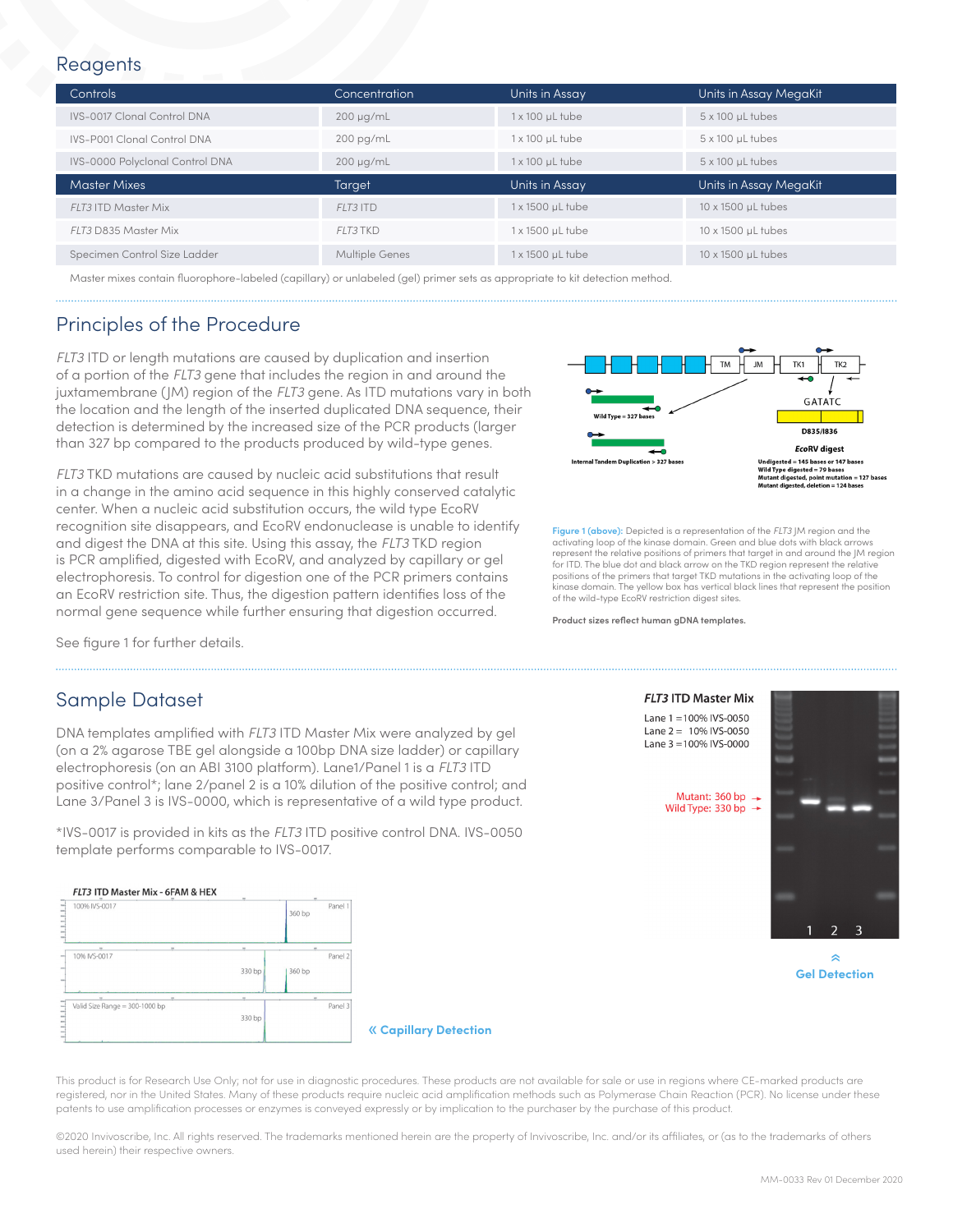## Reagents

| Controls | Concentration | Units in Assay | Units in Assay MegaKit |
|---|---|---|---|
| IVS-0017 Clonal Control DNA | 200 µg/mL | 1 x 100 µL tube | 5 x 100 µL tubes |
| IVS-P001 Clonal Control DNA | 200 pg/mL | 1 x 100 µL tube | 5 x 100 µL tubes |
| IVS-0000 Polyclonal Control DNA | 200 µg/mL | 1 x 100 µL tube | 5 x 100 µL tubes |
| **Master Mixes** | **Target** | **Units in Assay** | **Units in Assay MegaKit** |
| *FLT3* ITD Master Mix | *FLT3* ITD | 1 x 1500 µL tube | 10 x 1500 µL tubes |
| *FLT3* D835 Master Mix | *FLT3* TKD | 1 x 1500 µL tube | 10 x 1500 µL tubes |
| Specimen Control Size Ladder | Multiple Genes | 1 x 1500 µL tube | 10 x 1500 µL tubes |

Master mixes contain fluorophore-labeled (capillary) or unlabeled (gel) primer sets as appropriate to kit detection method.

## Principles of the Procedure

*FLT3* ITD or length mutations are caused by duplication and insertion of a portion of the *FLT3* gene that includes the region in and around the juxtamembrane (JM) region of the *FLT3* gene. As ITD mutations vary in both the location and the length of the inserted duplicated DNA sequence, their detection is determined by the increased size of the PCR products (larger than 327 bp compared to the products produced by wild-type genes.

*FLT3* TKD mutations are caused by nucleic acid substitutions that result in a change in the amino acid sequence in this highly conserved catalytic center. When a nucleic acid substitution occurs, the wild type EcoRV recognition site disappears, and EcoRV endonuclease is unable to identify and digest the DNA at this site. Using this assay, the *FLT3* TKD region is PCR amplified, digested with EcoRV, and analyzed by capillary or gel electrophoresis. To control for digestion one of the PCR primers contains an EcoRV restriction site. Thus, the digestion pattern identifies loss of the normal gene sequence while further ensuring that digestion occurred.

See figure 1 for further details.

TM
JM
TK1
TK2
GATATC
D835/I836
Wild Type = 327 bases
Internal Tandem Duplication > 327 bases
*EcoRV* digest
Undigested = 145 bases or 147 bases
Wild Type digested = 79 bases
Mutant digested, point mutation = 127 bases
Mutant digested, deletion = 124 bases

Figure 1 (above): Depicted is a representation of the *FLT3* JM region and the activating loop of the kinase domain. Green and blue dots with black arrows represent the relative positions of primers that target in and around the JM region for ITD. The blue dot and black arrow on the TKD region represent the relative positions of the primers that target TKD mutations in the activating loop of the kinase domain. The yellow box has vertical black lines that represent the position of the wild-type EcoRV restriction digest sites.

**Product sizes reflect human gDNA templates.**

## Sample Dataset

DNA templates amplified with *FLT3* ITD Master Mix were analyzed by gel (on a 2% agarose TBE gel alongside a 100bp DNA size ladder) or capillary electrophoresis (on an ABI 3100 platform). Lane1/Panel 1 is a *FLT3* ITD positive control*; lane 2/panel 2 is a 10% dilution of the positive control; and Lane 3/Panel 3 is IVS-0000, which is representative of a wild type product.

*IVS-0017 is provided in kits as the *FLT3* ITD positive control DNA. IVS-0050 template performs comparable to IVS-0017.

***FLT3* ITD Master Mix - 6FAM & HEX**
100% IVS-0017
360 bp
Panel 1
10% IVS-0017
330 bp
360 bp
Panel 2
Valid Size Range = 300-1000 bp
330 bp
Panel 3

**Capillary Detection**

***FLT3* ITD Master Mix**
Lane 1 =100% IVS-0050
Lane 2 = 10% IVS-0050
Lane 3 =100% IVS-0000

Mutant: 360 bp
Wild Type: 330 bp
1 2 3

**Gel Detection**

This product is for Research Use Only; not for use in diagnostic procedures. These products are not available for sale or use in regions where CE-marked products are registered, nor in the United States. Many of these products require nucleic acid amplification methods such as Polymerase Chain Reaction (PCR). No license under these patents to use amplification processes or enzymes is conveyed expressly or by implication to the purchaser by the purchase of this product.

©2020 Invivoscribe, Inc. All rights reserved. The trademarks mentioned herein are the property of Invivoscribe, Inc. and/or its affiliates, or (as to the trademarks of others used herein) their respective owners.

MM-0033 Rev 01 December 2020